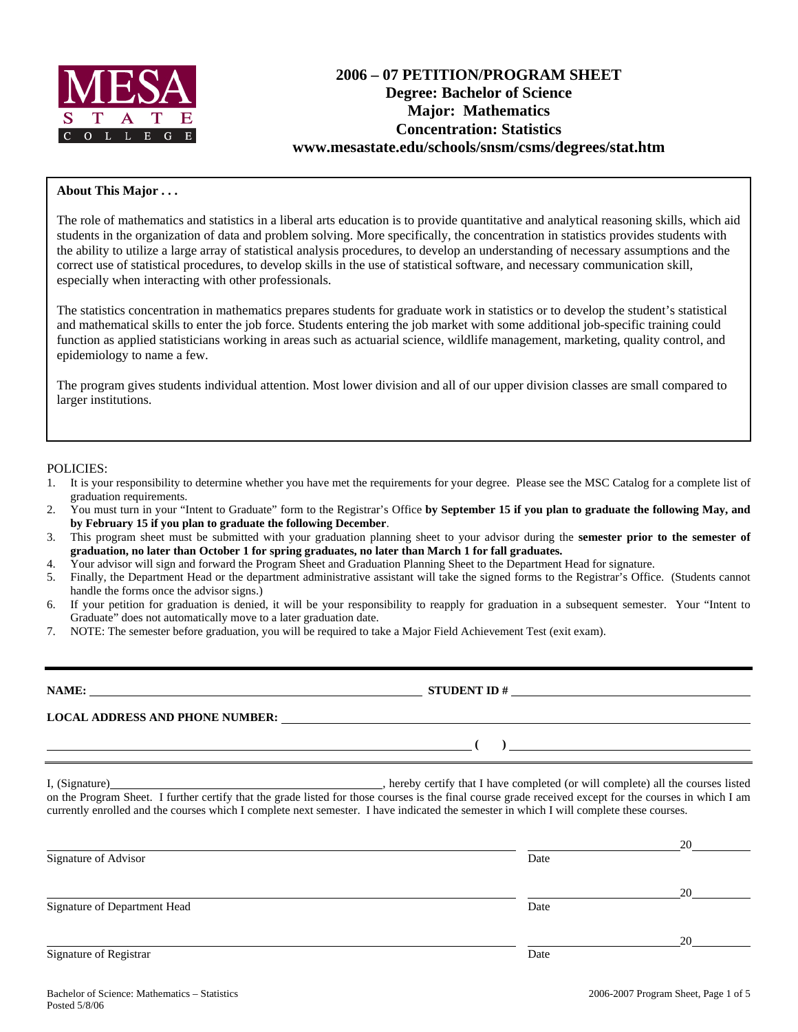MESA STATE COLLEGE

# 2006 – 07 PETITION/PROGRAM SHEET
## Degree: Bachelor of Science
## Major: Mathematics
## Concentration: Statistics
## www.mesastate.edu/schools/snsm/csms/degrees/stat.htm

**About This Major . . .**

The role of mathematics and statistics in a liberal arts education is to provide quantitative and analytical reasoning skills, which aid students in the organization of data and problem solving. More specifically, the concentration in statistics provides students with the ability to utilize a large array of statistical analysis procedures, to develop an understanding of necessary assumptions and the correct use of statistical procedures, to develop skills in the use of statistical software, and necessary communication skill, especially when interacting with other professionals.

The statistics concentration in mathematics prepares students for graduate work in statistics or to develop the student's statistical and mathematical skills to enter the job force. Students entering the job market with some additional job-specific training could function as applied statisticians working in areas such as actuarial science, wildlife management, marketing, quality control, and epidemiology to name a few.

The program gives students individual attention. Most lower division and all of our upper division classes are small compared to larger institutions.

POLICIES:

1. It is your responsibility to determine whether you have met the requirements for your degree. Please see the MSC Catalog for a complete list of graduation requirements.
2. You must turn in your "Intent to Graduate" form to the Registrar's Office **by September 15 if you plan to graduate the following May, and by February 15 if you plan to graduate the following December**.
3. This program sheet must be submitted with your graduation planning sheet to your advisor during the **semester prior to the semester of graduation, no later than October 1 for spring graduates, no later than March 1 for fall graduates.**
4. Your advisor will sign and forward the Program Sheet and Graduation Planning Sheet to the Department Head for signature.
5. Finally, the Department Head or the department administrative assistant will take the signed forms to the Registrar's Office. (Students cannot handle the forms once the advisor signs.)
6. If your petition for graduation is denied, it will be your responsibility to reapply for graduation in a subsequent semester. Your "Intent to Graduate" does not automatically move to a later graduation date.
7. NOTE: The semester before graduation, you will be required to take a Major Field Achievement Test (exit exam).

---

**NAME:** ______________________________ **STUDENT ID #** ______________________________

**LOCAL ADDRESS AND PHONE NUMBER:** ____________________________________________

____________________________________________ **(    )** ______________________________

I, (Signature)______________________________, hereby certify that I have completed (or will complete) all the courses listed on the Program Sheet. I further certify that the grade listed for those courses is the final course grade received except for the courses in which I am currently enrolled and the courses which I complete next semester. I have indicated the semester in which I will complete these courses.

______________________________________________ ____________________20________
Signature of Advisor Date

______________________________________________ ____________________20________
Signature of Department Head Date

______________________________________________ ____________________20________
Signature of Registrar Date

Bachelor of Science: Mathematics – Statistics
Posted 5/8/06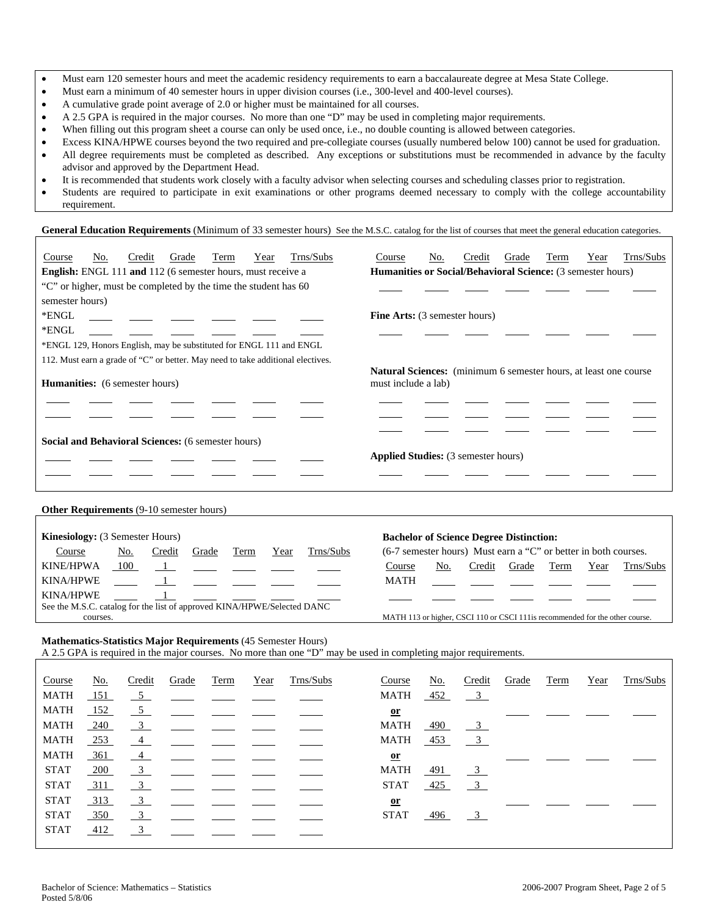- Must earn 120 semester hours and meet the academic residency requirements to earn a baccalaureate degree at Mesa State College.
- Must earn a minimum of 40 semester hours in upper division courses (i.e., 300-level and 400-level courses).
- A cumulative grade point average of 2.0 or higher must be maintained for all courses.
- A 2.5 GPA is required in the major courses. No more than one "D" may be used in completing major requirements.
- When filling out this program sheet a course can only be used once, i.e., no double counting is allowed between categories.
- Excess KINA/HPWE courses beyond the two required and pre-collegiate courses (usually numbered below 100) cannot be used for graduation.
- All degree requirements must be completed as described. Any exceptions or substitutions must be recommended in advance by the faculty advisor and approved by the Department Head.
- It is recommended that students work closely with a faculty advisor when selecting courses and scheduling classes prior to registration.
- Students are required to participate in exit examinations or other programs deemed necessary to comply with the college accountability requirement.

**General Education Requirements** (Minimum of 33 semester hours) See the M.S.C. catalog for the list of courses that meet the general education categories.

**English:** ENGL 111 **and** 112 (6 semester hours, must receive a "C" or higher, must be completed by the time the student has 60 semester hours)

| Course | No. | Credit | Grade | Term | Year | Trns/Subs |
|---|---|---|---|---|---|---|
| *ENGL | | | | | | |
| *ENGL | | | | | | |

*ENGL 129, Honors English, may be substituted for ENGL 111 and ENGL 112. Must earn a grade of "C" or better. May need to take additional electives.

**Humanities:** (6 semester hours)

| Course | No. | Credit | Grade | Term | Year | Trns/Subs |
|---|---|---|---|---|---|---|
| | | | | | | |
| | | | | | | |

**Social and Behavioral Sciences:** (6 semester hours)

| Course | No. | Credit | Grade | Term | Year | Trns/Subs |
|---|---|---|---|---|---|---|
| | | | | | | |
| | | | | | | |

**Humanities or Social/Behavioral Science:** (3 semester hours)

| Course | No. | Credit | Grade | Term | Year | Trns/Subs |
|---|---|---|---|---|---|---|
| | | | | | | |

**Fine Arts:** (3 semester hours)

| Course | No. | Credit | Grade | Term | Year | Trns/Subs |
|---|---|---|---|---|---|---|
| | | | | | | |

**Natural Sciences:** (minimum 6 semester hours, at least one course must include a lab)

| Course | No. | Credit | Grade | Term | Year | Trns/Subs |
|---|---|---|---|---|---|---|
| | | | | | | |
| | | | | | | |
| | | | | | | |

**Applied Studies:** (3 semester hours)

| Course | No. | Credit | Grade | Term | Year | Trns/Subs |
|---|---|---|---|---|---|---|
| | | | | | | |

**Other Requirements** (9-10 semester hours)

**Kinesiology:** (3 Semester Hours)

| Course | No. | Credit | Grade | Term | Year | Trns/Subs |
|---|---|---|---|---|---|---|
| KINE/HPWA | 100 | 1 | | | | |
| KINA/HPWE | | 1 | | | | |
| KINA/HPWE | | 1 | | | | |

See the M.S.C. catalog for the list of approved KINA/HPWE/Selected DANC courses.

**Bachelor of Science Degree Distinction:** (6-7 semester hours) Must earn a "C" or better in both courses.

| Course | No. | Credit | Grade | Term | Year | Trns/Subs |
|---|---|---|---|---|---|---|
| MATH | | | | | | |
| | | | | | | |

MATH 113 or higher, CSCI 110 or CSCI 111is recommended for the other course.

**Mathematics-Statistics Major Requirements** (45 Semester Hours)
A 2.5 GPA is required in the major courses. No more than one "D" may be used in completing major requirements.

| Course | No. | Credit | Grade | Term | Year | Trns/Subs |
|---|---|---|---|---|---|---|
| MATH | 151 | 5 | | | | |
| MATH | 152 | 5 | | | | |
| MATH | 240 | 3 | | | | |
| MATH | 253 | 4 | | | | |
| MATH | 361 | 4 | | | | |
| STAT | 200 | 3 | | | | |
| STAT | 311 | 3 | | | | |
| STAT | 313 | 3 | | | | |
| STAT | 350 | 3 | | | | |
| STAT | 412 | 3 | | | | |
| MATH | 452 | 3 | | | | |
| **or** | | | | | | |
| MATH | 490 | 3 | | | | |
| MATH | 453 | 3 | | | | |
| **or** | | | | | | |
| MATH | 491 | 3 | | | | |
| STAT | 425 | 3 | | | | |
| **or** | | | | | | |
| STAT | 496 | 3 | | | | |

Bachelor of Science: Mathematics – Statistics
Posted 5/8/06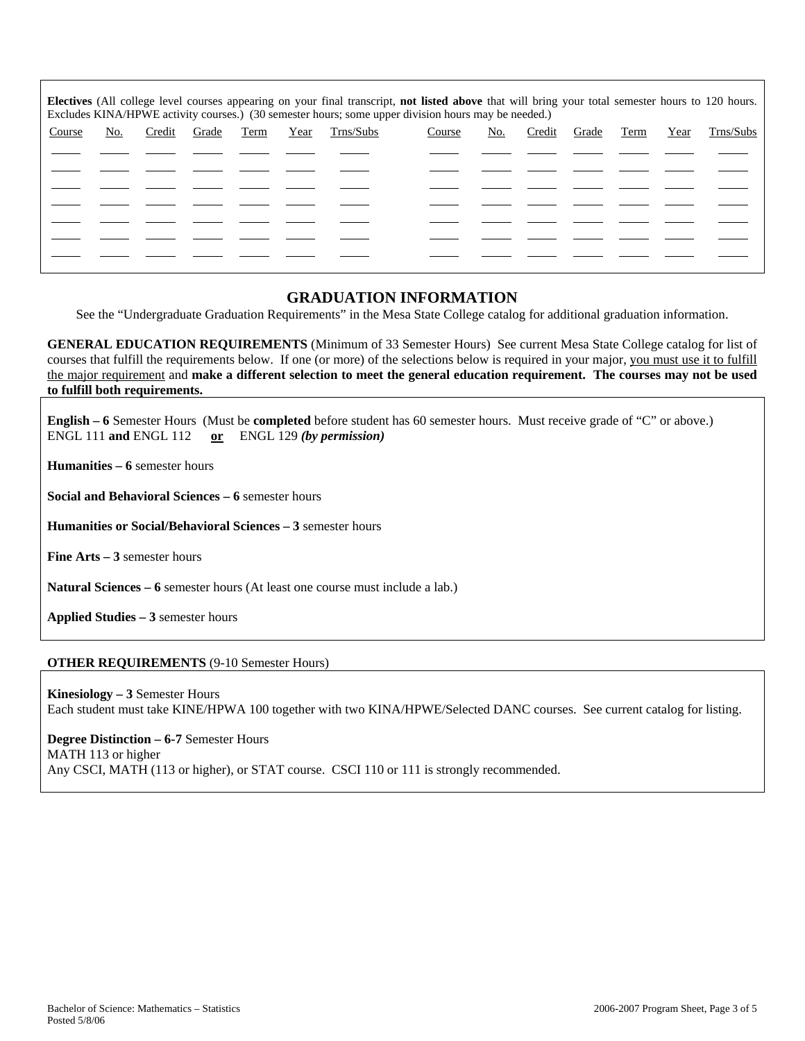**Electives** (All college level courses appearing on your final transcript, **not listed above** that will bring your total semester hours to 120 hours. Excludes KINA/HPWE activity courses.) (30 semester hours; some upper division hours may be needed.)

| Course | No. | Credit | Grade | Term | Year | Trns/Subs | Course | No. | Credit | Grade | Term | Year | Trns/Subs |
|---|---|---|---|---|---|---|---|---|---|---|---|---|---|
| | | | | | | | | | | | | | |
| | | | | | | | | | | | | | |
| | | | | | | | | | | | | | |
| | | | | | | | | | | | | | |
| | | | | | | | | | | | | | |
| | | | | | | | | | | | | | |
| | | | | | | | | | | | | | |

## GRADUATION INFORMATION

See the "Undergraduate Graduation Requirements" in the Mesa State College catalog for additional graduation information.

**GENERAL EDUCATION REQUIREMENTS** (Minimum of 33 Semester Hours) See current Mesa State College catalog for list of courses that fulfill the requirements below. If one (or more) of the selections below is required in your major, you must use it to fulfill the major requirement and **make a different selection to meet the general education requirement. The courses may not be used to fulfill both requirements.**

**English – 6** Semester Hours (Must be **completed** before student has 60 semester hours. Must receive grade of "C" or above.)
ENGL 111 **and** ENGL 112 **or** ENGL 129 ***(by permission)***

**Humanities – 6** semester hours

**Social and Behavioral Sciences – 6** semester hours

**Humanities or Social/Behavioral Sciences – 3** semester hours

**Fine Arts – 3** semester hours

**Natural Sciences – 6** semester hours (At least one course must include a lab.)

**Applied Studies – 3** semester hours

**OTHER REQUIREMENTS** (9-10 Semester Hours)

**Kinesiology – 3** Semester Hours
Each student must take KINE/HPWA 100 together with two KINA/HPWE/Selected DANC courses. See current catalog for listing.

**Degree Distinction – 6-7** Semester Hours
MATH 113 or higher
Any CSCI, MATH (113 or higher), or STAT course. CSCI 110 or 111 is strongly recommended.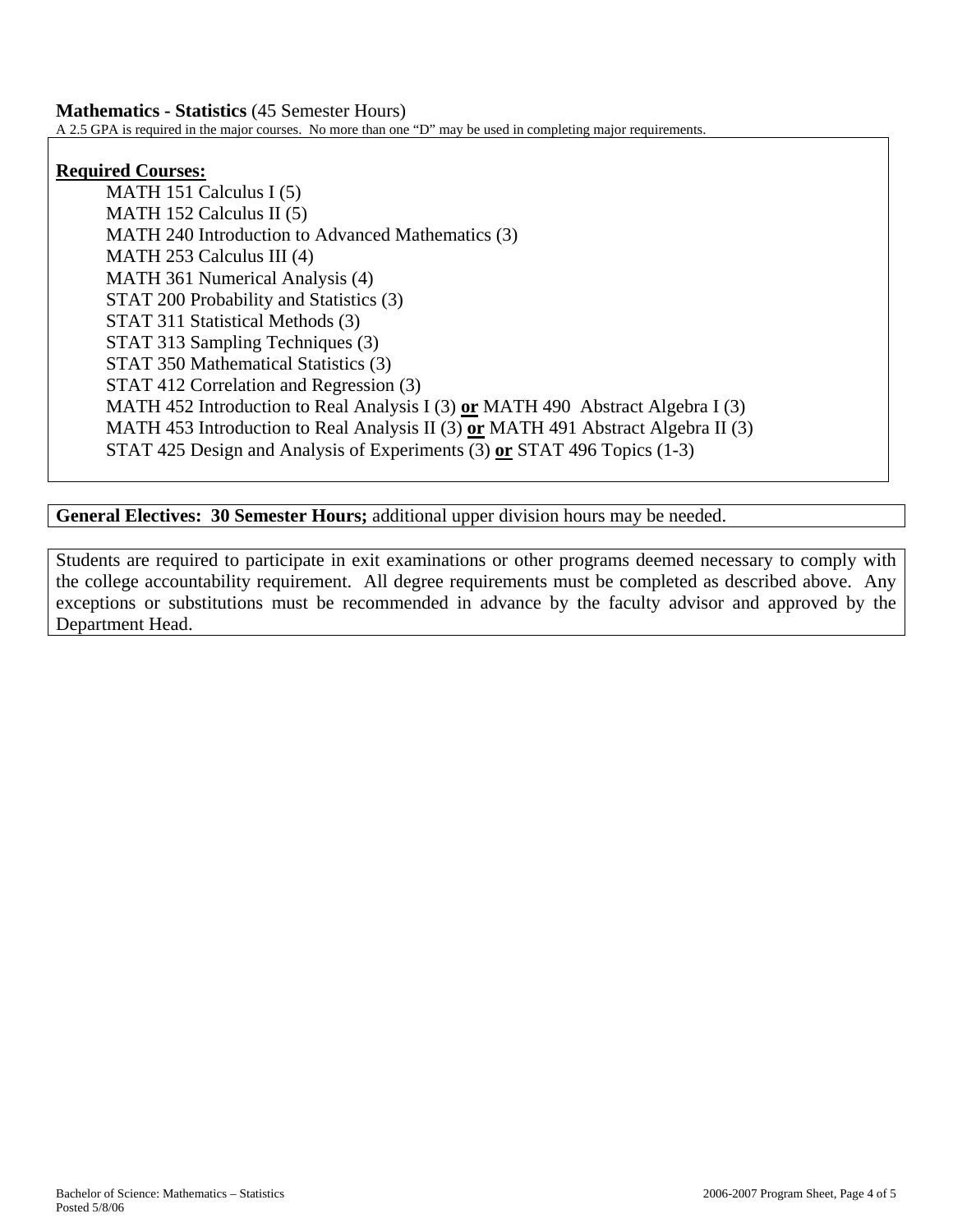**Mathematics - Statistics** (45 Semester Hours)

A 2.5 GPA is required in the major courses. No more than one "D" may be used in completing major requirements.

**Required Courses:**

- MATH 151 Calculus I (5)
- MATH 152 Calculus II (5)
- MATH 240 Introduction to Advanced Mathematics (3)
- MATH 253 Calculus III (4)
- MATH 361 Numerical Analysis (4)
- STAT 200 Probability and Statistics (3)
- STAT 311 Statistical Methods (3)
- STAT 313 Sampling Techniques (3)
- STAT 350 Mathematical Statistics (3)
- STAT 412 Correlation and Regression (3)
- MATH 452 Introduction to Real Analysis I (3) **or** MATH 490 Abstract Algebra I (3)
- MATH 453 Introduction to Real Analysis II (3) **or** MATH 491 Abstract Algebra II (3)
- STAT 425 Design and Analysis of Experiments (3) **or** STAT 496 Topics (1-3)

**General Electives: 30 Semester Hours;** additional upper division hours may be needed.

Students are required to participate in exit examinations or other programs deemed necessary to comply with the college accountability requirement. All degree requirements must be completed as described above. Any exceptions or substitutions must be recommended in advance by the faculty advisor and approved by the Department Head.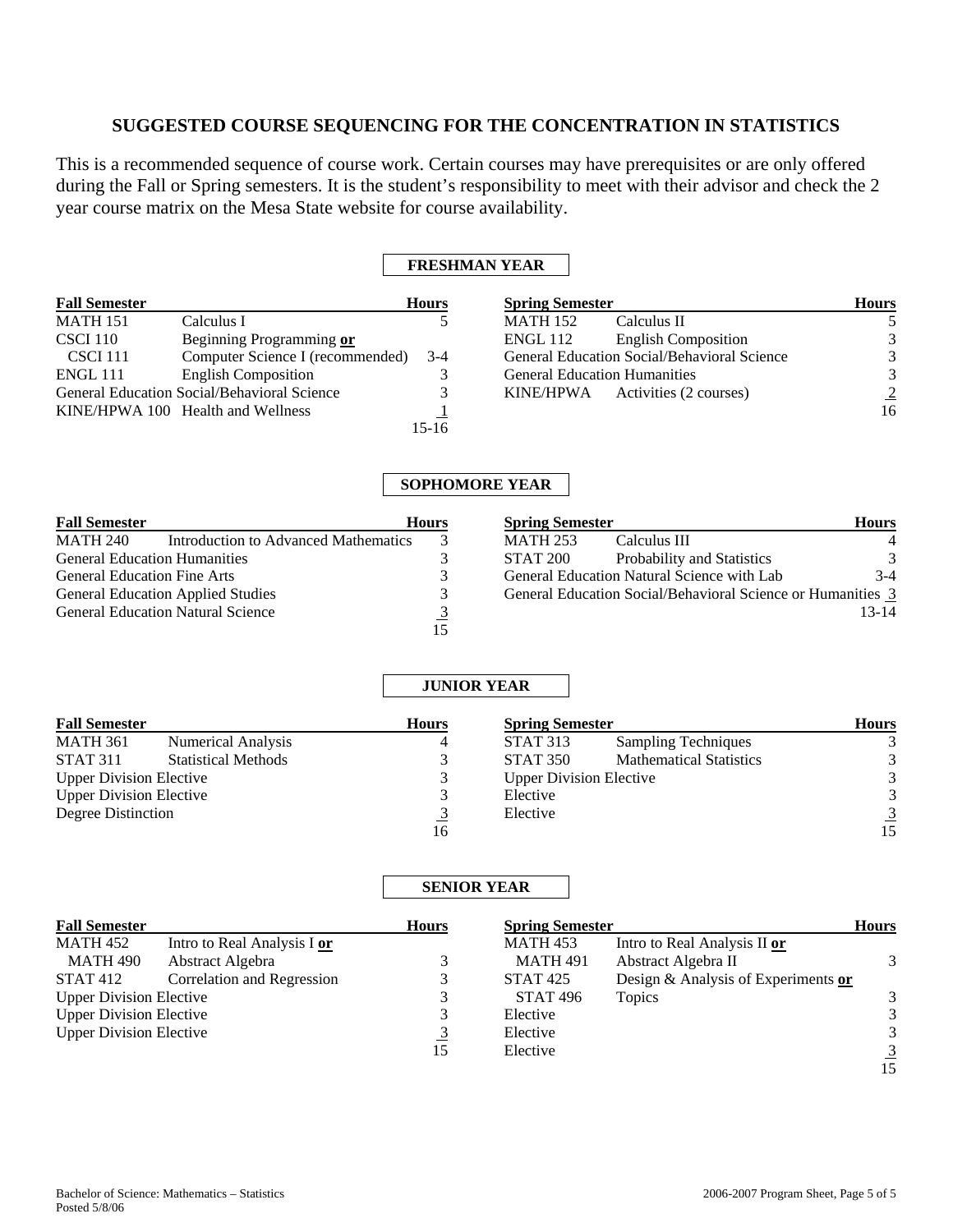## SUGGESTED COURSE SEQUENCING FOR THE CONCENTRATION IN STATISTICS

This is a recommended sequence of course work. Certain courses may have prerequisites or are only offered during the Fall or Spring semesters. It is the student's responsibility to meet with their advisor and check the 2 year course matrix on the Mesa State website for course availability.

### FRESHMAN YEAR

| Fall Semester | | Hours |
|---|---|---|
| MATH 151 | Calculus I | 5 |
| CSCI 110 | Beginning Programming **or** | |
| CSCI 111 | Computer Science I (recommended) | 3-4 |
| ENGL 111 | English Composition | 3 |
| General Education Social/Behavioral Science | | 3 |
| KINE/HPWA 100 | Health and Wellness | 1 |
| | | 15-16 |

| Spring Semester | | Hours |
|---|---|---|
| MATH 152 | Calculus II | 5 |
| ENGL 112 | English Composition | 3 |
| General Education Social/Behavioral Science | | 3 |
| General Education Humanities | | 3 |
| KINE/HPWA | Activities (2 courses) | 2 |
| | | 16 |

### SOPHOMORE YEAR

| Fall Semester | | Hours |
|---|---|---|
| MATH 240 | Introduction to Advanced Mathematics | 3 |
| General Education Humanities | | 3 |
| General Education Fine Arts | | 3 |
| General Education Applied Studies | | 3 |
| General Education Natural Science | | 3 |
| | | 15 |

| Spring Semester | | Hours |
|---|---|---|
| MATH 253 | Calculus III | 4 |
| STAT 200 | Probability and Statistics | 3 |
| General Education Natural Science with Lab | | 3-4 |
| General Education Social/Behavioral Science or Humanities | | 3 |
| | | 13-14 |

### JUNIOR YEAR

| Fall Semester | | Hours |
|---|---|---|
| MATH 361 | Numerical Analysis | 4 |
| STAT 311 | Statistical Methods | 3 |
| Upper Division Elective | | 3 |
| Upper Division Elective | | 3 |
| Degree Distinction | | 3 |
| | | 16 |

| Spring Semester | | Hours |
|---|---|---|
| STAT 313 | Sampling Techniques | 3 |
| STAT 350 | Mathematical Statistics | 3 |
| Upper Division Elective | | 3 |
| Elective | | 3 |
| Elective | | 3 |
| | | 15 |

### SENIOR YEAR

| Fall Semester | | Hours |
|---|---|---|
| MATH 452 | Intro to Real Analysis I **or** | |
| MATH 490 | Abstract Algebra | 3 |
| STAT 412 | Correlation and Regression | 3 |
| Upper Division Elective | | 3 |
| Upper Division Elective | | 3 |
| Upper Division Elective | | 3 |
| | | 15 |

| Spring Semester | | Hours |
|---|---|---|
| MATH 453 | Intro to Real Analysis II **or** | |
| MATH 491 | Abstract Algebra II | 3 |
| STAT 425 | Design & Analysis of Experiments **or** | |
| STAT 496 | Topics | 3 |
| Elective | | 3 |
| Elective | | 3 |
| Elective | | 3 |
| | | 15 |

Bachelor of Science: Mathematics – Statistics
Posted 5/8/06